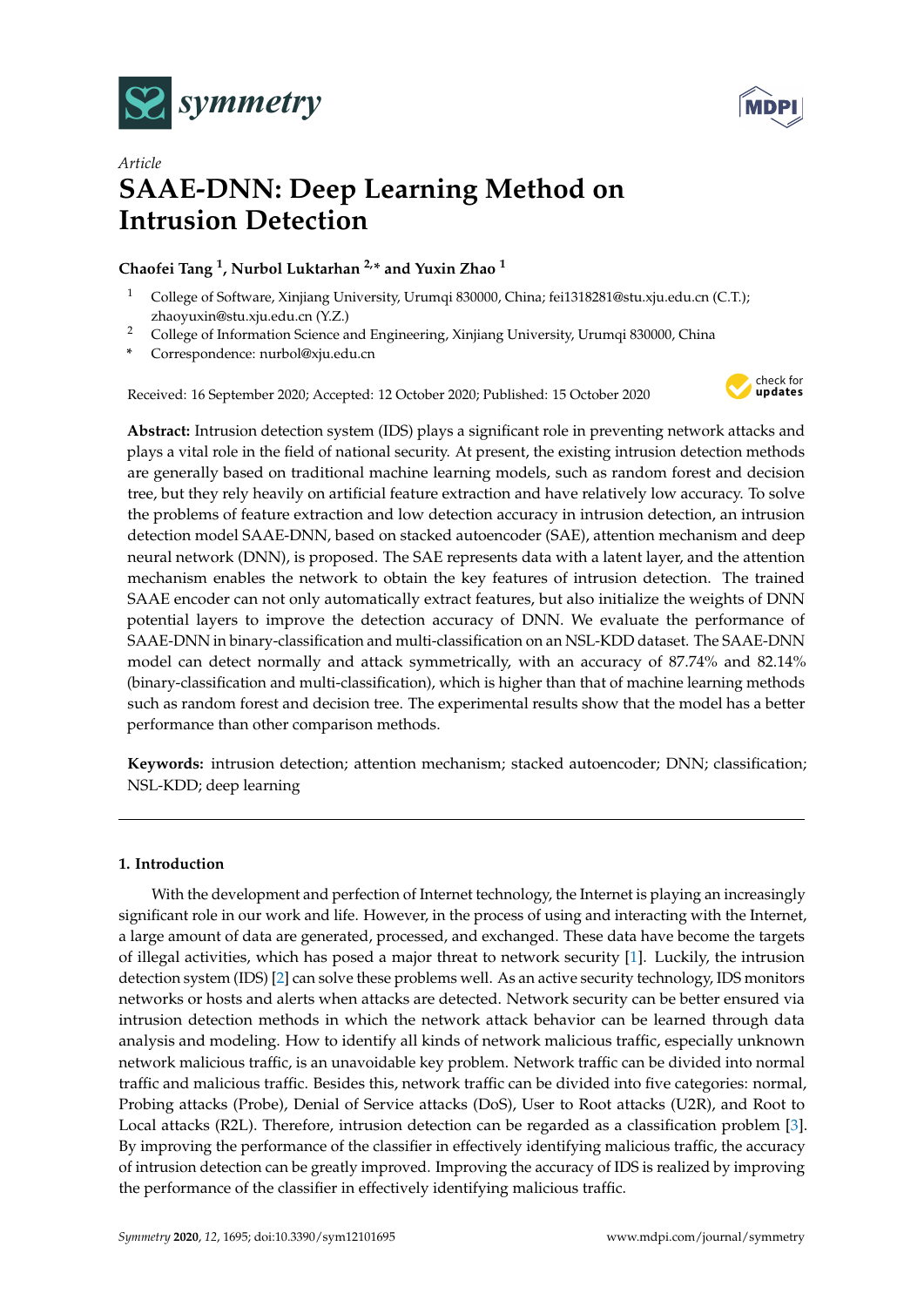*Article*

# SAAE-DNN: Deep Learning Method on Intrusion Detection

**Chaofei Tang [1], Nurbol Luktarhan [2,*] and Yuxin Zhao [1]**

[1] College of Software, Xinjiang University, Urumqi 830000, China; fei1318281@stu.xju.edu.cn (C.T.); zhaoyuxin@stu.xju.edu.cn (Y.Z.)

[2] College of Information Science and Engineering, Xinjiang University, Urumqi 830000, China

* Correspondence: nurbol@xju.edu.cn

Received: 16 September 2020; Accepted: 12 October 2020; Published: 15 October 2020

**Abstract:** Intrusion detection system (IDS) plays a significant role in preventing network attacks and plays a vital role in the field of national security. At present, the existing intrusion detection methods are generally based on traditional machine learning models, such as random forest and decision tree, but they rely heavily on artificial feature extraction and have relatively low accuracy. To solve the problems of feature extraction and low detection accuracy in intrusion detection, an intrusion detection model SAAE-DNN, based on stacked autoencoder (SAE), attention mechanism and deep neural network (DNN), is proposed. The SAE represents data with a latent layer, and the attention mechanism enables the network to obtain the key features of intrusion detection. The trained SAAE encoder can not only automatically extract features, but also initialize the weights of DNN potential layers to improve the detection accuracy of DNN. We evaluate the performance of SAAE-DNN in binary-classification and multi-classification on an NSL-KDD dataset. The SAAE-DNN model can detect normally and attack symmetrically, with an accuracy of 87.74% and 82.14% (binary-classification and multi-classification), which is higher than that of machine learning methods such as random forest and decision tree. The experimental results show that the model has a better performance than other comparison methods.

**Keywords:** intrusion detection; attention mechanism; stacked autoencoder; DNN; classification; NSL-KDD; deep learning

## 1. Introduction

With the development and perfection of Internet technology, the Internet is playing an increasingly significant role in our work and life. However, in the process of using and interacting with the Internet, a large amount of data are generated, processed, and exchanged. These data have become the targets of illegal activities, which has posed a major threat to network security [1]. Luckily, the intrusion detection system (IDS) [2] can solve these problems well. As an active security technology, IDS monitors networks or hosts and alerts when attacks are detected. Network security can be better ensured via intrusion detection methods in which the network attack behavior can be learned through data analysis and modeling. How to identify all kinds of network malicious traffic, especially unknown network malicious traffic, is an unavoidable key problem. Network traffic can be divided into normal traffic and malicious traffic. Besides this, network traffic can be divided into five categories: normal, Probing attacks (Probe), Denial of Service attacks (DoS), User to Root attacks (U2R), and Root to Local attacks (R2L). Therefore, intrusion detection can be regarded as a classification problem [3]. By improving the performance of the classifier in effectively identifying malicious traffic, the accuracy of intrusion detection can be greatly improved. Improving the accuracy of IDS is realized by improving the performance of the classifier in effectively identifying malicious traffic.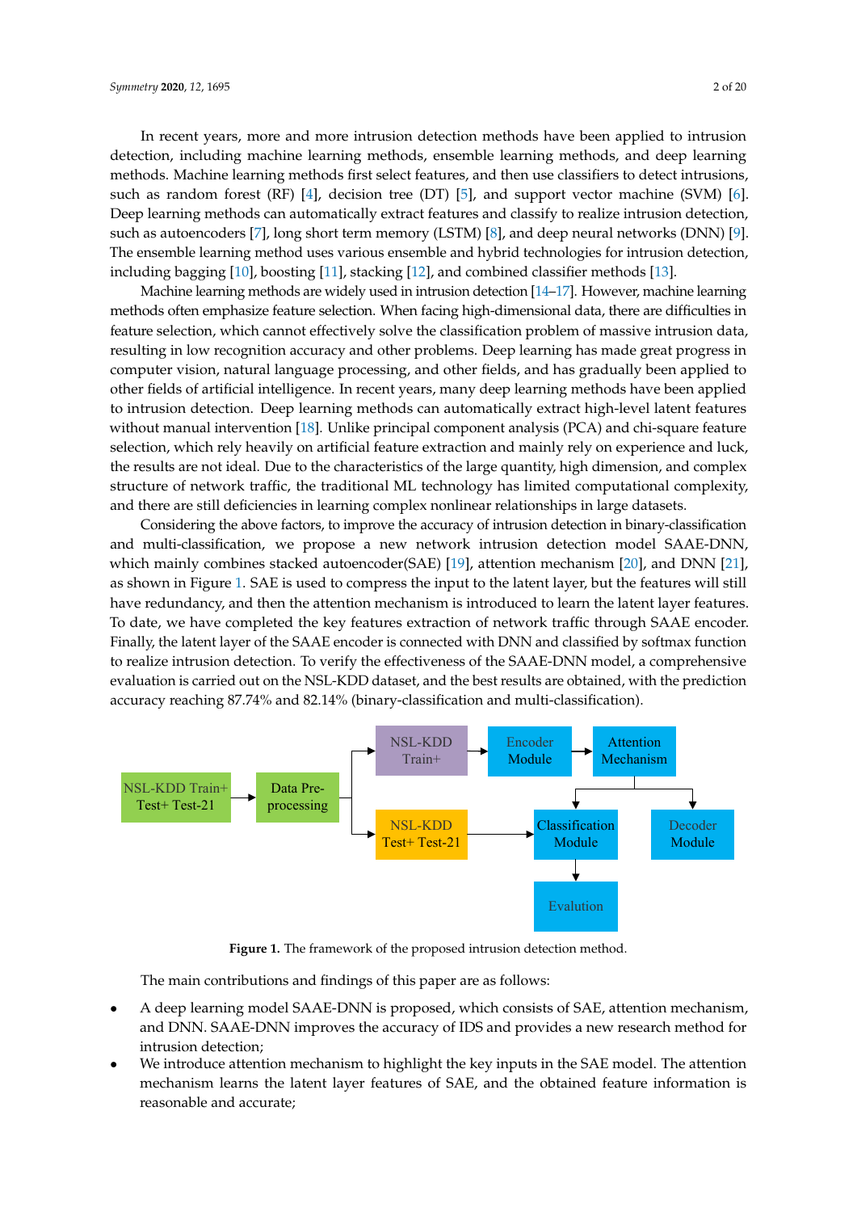In recent years, more and more intrusion detection methods have been applied to intrusion detection, including machine learning methods, ensemble learning methods, and deep learning methods. Machine learning methods first select features, and then use classifiers to detect intrusions, such as random forest (RF) [4], decision tree (DT) [5], and support vector machine (SVM) [6]. Deep learning methods can automatically extract features and classify to realize intrusion detection, such as autoencoders [7], long short term memory (LSTM) [8], and deep neural networks (DNN) [9]. The ensemble learning method uses various ensemble and hybrid technologies for intrusion detection, including bagging [10], boosting [11], stacking [12], and combined classifier methods [13].

Machine learning methods are widely used in intrusion detection [14–17]. However, machine learning methods often emphasize feature selection. When facing high-dimensional data, there are difficulties in feature selection, which cannot effectively solve the classification problem of massive intrusion data, resulting in low recognition accuracy and other problems. Deep learning has made great progress in computer vision, natural language processing, and other fields, and has gradually been applied to other fields of artificial intelligence. In recent years, many deep learning methods have been applied to intrusion detection. Deep learning methods can automatically extract high-level latent features without manual intervention [18]. Unlike principal component analysis (PCA) and chi-square feature selection, which rely heavily on artificial feature extraction and mainly rely on experience and luck, the results are not ideal. Due to the characteristics of the large quantity, high dimension, and complex structure of network traffic, the traditional ML technology has limited computational complexity, and there are still deficiencies in learning complex nonlinear relationships in large datasets.

Considering the above factors, to improve the accuracy of intrusion detection in binary-classification and multi-classification, we propose a new network intrusion detection model SAAE-DNN, which mainly combines stacked autoencoder(SAE) [19], attention mechanism [20], and DNN [21], as shown in Figure 1. SAE is used to compress the input to the latent layer, but the features will still have redundancy, and then the attention mechanism is introduced to learn the latent layer features. To date, we have completed the key features extraction of network traffic through SAAE encoder. Finally, the latent layer of the SAAE encoder is connected with DNN and classified by softmax function to realize intrusion detection. To verify the effectiveness of the SAAE-DNN model, a comprehensive evaluation is carried out on the NSL-KDD dataset, and the best results are obtained, with the prediction accuracy reaching 87.74% and 82.14% (binary-classification and multi-classification).

NSL-KDD Train+ Test+ Test-21 → Data Pre-processing → NSL-KDD Train+ → Encoder Module → Attention Mechanism → Classification Module / Decoder Module

Data Pre-processing → NSL-KDD Test+ Test-21 → Classification Module → Evalution

**Figure 1.** The framework of the proposed intrusion detection method.

The main contributions and findings of this paper are as follows:

- A deep learning model SAAE-DNN is proposed, which consists of SAE, attention mechanism, and DNN. SAAE-DNN improves the accuracy of IDS and provides a new research method for intrusion detection;
- We introduce attention mechanism to highlight the key inputs in the SAE model. The attention mechanism learns the latent layer features of SAE, and the obtained feature information is reasonable and accurate;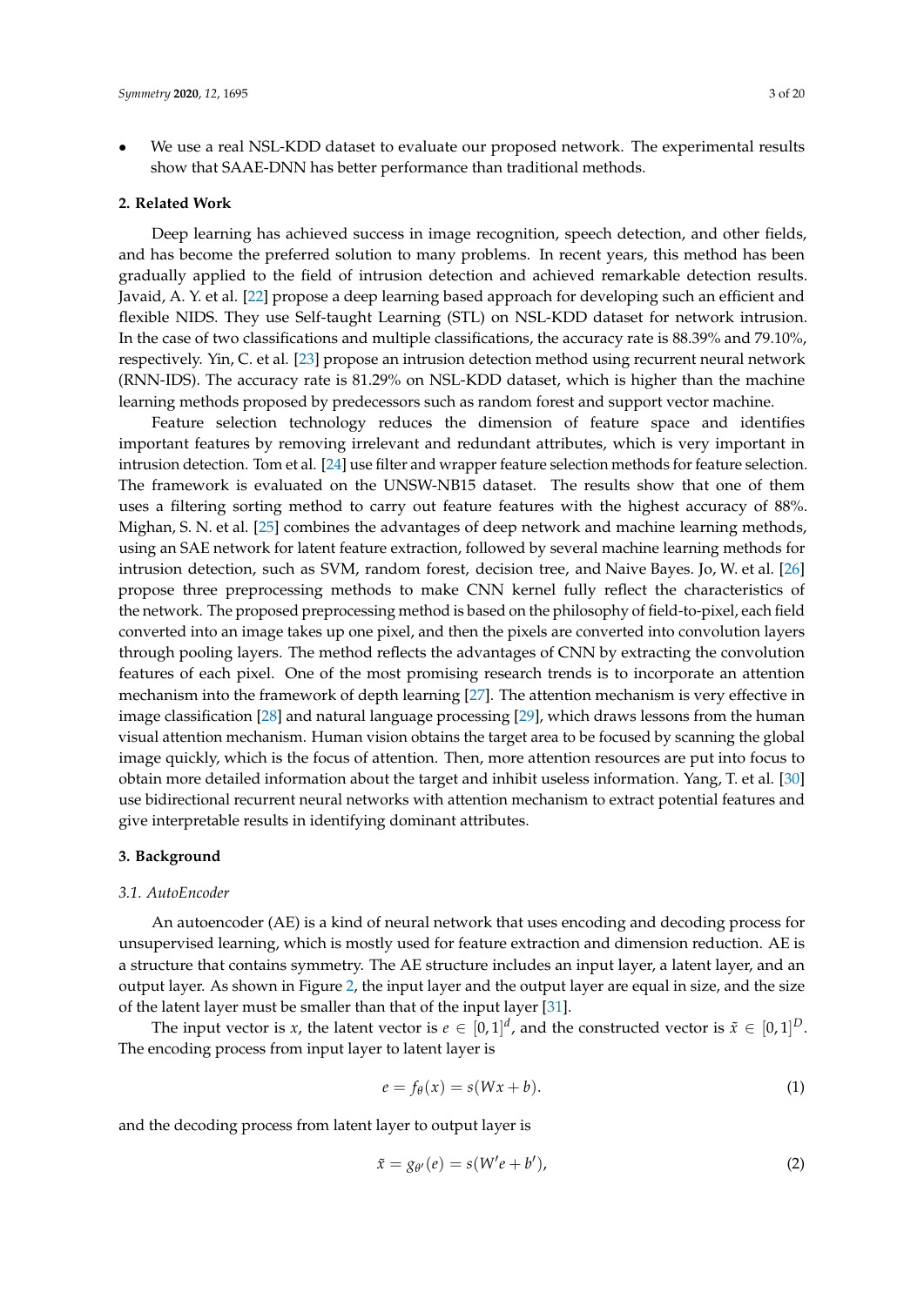- We use a real NSL-KDD dataset to evaluate our proposed network. The experimental results show that SAAE-DNN has better performance than traditional methods.

## 2. Related Work

Deep learning has achieved success in image recognition, speech detection, and other fields, and has become the preferred solution to many problems. In recent years, this method has been gradually applied to the field of intrusion detection and achieved remarkable detection results. Javaid, A. Y. et al. [22] propose a deep learning based approach for developing such an efficient and flexible NIDS. They use Self-taught Learning (STL) on NSL-KDD dataset for network intrusion. In the case of two classifications and multiple classifications, the accuracy rate is 88.39% and 79.10%, respectively. Yin, C. et al. [23] propose an intrusion detection method using recurrent neural network (RNN-IDS). The accuracy rate is 81.29% on NSL-KDD dataset, which is higher than the machine learning methods proposed by predecessors such as random forest and support vector machine.

Feature selection technology reduces the dimension of feature space and identifies important features by removing irrelevant and redundant attributes, which is very important in intrusion detection. Tom et al. [24] use filter and wrapper feature selection methods for feature selection. The framework is evaluated on the UNSW-NB15 dataset. The results show that one of them uses a filtering sorting method to carry out feature features with the highest accuracy of 88%. Mighan, S. N. et al. [25] combines the advantages of deep network and machine learning methods, using an SAE network for latent feature extraction, followed by several machine learning methods for intrusion detection, such as SVM, random forest, decision tree, and Naive Bayes. Jo, W. et al. [26] propose three preprocessing methods to make CNN kernel fully reflect the characteristics of the network. The proposed preprocessing method is based on the philosophy of field-to-pixel, each field converted into an image takes up one pixel, and then the pixels are converted into convolution layers through pooling layers. The method reflects the advantages of CNN by extracting the convolution features of each pixel. One of the most promising research trends is to incorporate an attention mechanism into the framework of depth learning [27]. The attention mechanism is very effective in image classification [28] and natural language processing [29], which draws lessons from the human visual attention mechanism. Human vision obtains the target area to be focused by scanning the global image quickly, which is the focus of attention. Then, more attention resources are put into focus to obtain more detailed information about the target and inhibit useless information. Yang, T. et al. [30] use bidirectional recurrent neural networks with attention mechanism to extract potential features and give interpretable results in identifying dominant attributes.

## 3. Background

### 3.1. AutoEncoder

An autoencoder (AE) is a kind of neural network that uses encoding and decoding process for unsupervised learning, which is mostly used for feature extraction and dimension reduction. AE is a structure that contains symmetry. The AE structure includes an input layer, a latent layer, and an output layer. As shown in Figure 2, the input layer and the output layer are equal in size, and the size of the latent layer must be smaller than that of the input layer [31].

The input vector is $x$, the latent vector is $e \in [0,1]^d$, and the constructed vector is $\tilde{x} \in [0,1]^D$. The encoding process from input layer to latent layer is

$$e = f_\theta(x) = s(Wx + b). \tag{1}$$

and the decoding process from latent layer to output layer is

$$\tilde{x} = g_{\theta'}(e) = s(W'e + b'), \tag{2}$$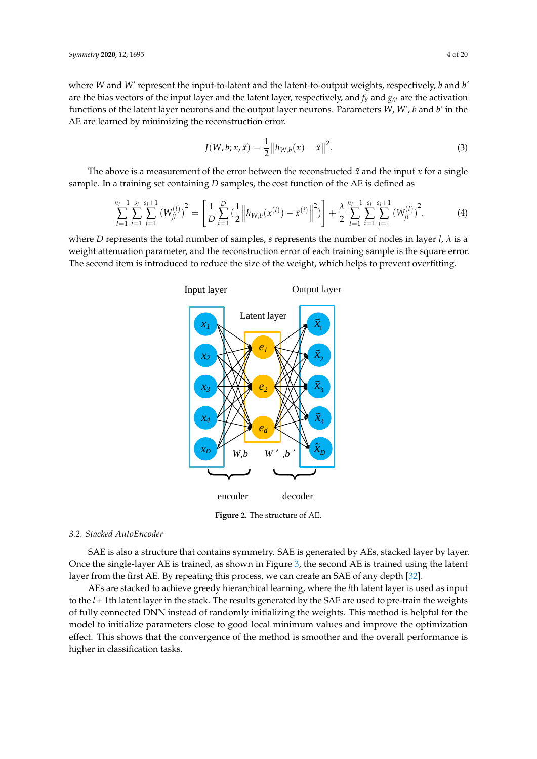where $W$ and $W'$ represent the input-to-latent and the latent-to-output weights, respectively, $b$ and $b'$ are the bias vectors of the input layer and the latent layer, respectively, and $f_\theta$ and $g_{\theta'}$ are the activation functions of the latent layer neurons and the output layer neurons. Parameters $W$, $W'$, $b$ and $b'$ in the AE are learned by minimizing the reconstruction error.

$$J(W, b; x, \tilde{x}) = \frac{1}{2}\left\|h_{W,b}(x) - \tilde{x}\right\|^2. \tag{3}$$

The above is a measurement of the error between the reconstructed $\tilde{x}$ and the input $x$ for a single sample. In a training set containing $D$ samples, the cost function of the AE is defined as

$$\sum_{l=1}^{n_l-1}\sum_{i=1}^{s_l}\sum_{j=1}^{s_l+1}\left(W_{ji}^{(l)}\right)^2 = \left[\frac{1}{D}\sum_{i=1}^{D}\left(\frac{1}{2}\left\|h_{W,b}(x^{(i)}) - \tilde{x}^{(i)}\right\|^2\right)\right] + \frac{\lambda}{2}\sum_{l=1}^{n_l-1}\sum_{i=1}^{s_l}\sum_{j=1}^{s_l+1}\left(W_{ji}^{(l)}\right)^2. \tag{4}$$

where $D$ represents the total number of samples, $s$ represents the number of nodes in layer $l$, $\lambda$ is a weight attenuation parameter, and the reconstruction error of each training sample is the square error. The second item is introduced to reduce the size of the weight, which helps to prevent overfitting.

**Figure 2.** The structure of AE.

### 3.2. Stacked AutoEncoder

SAE is also a structure that contains symmetry. SAE is generated by AEs, stacked layer by layer. Once the single-layer AE is trained, as shown in Figure 3, the second AE is trained using the latent layer from the first AE. By repeating this process, we can create an SAE of any depth [32].

AEs are stacked to achieve greedy hierarchical learning, where the $l$th latent layer is used as input to the $l + 1$th latent layer in the stack. The results generated by the SAE are used to pre-train the weights of fully connected DNN instead of randomly initializing the weights. This method is helpful for the model to initialize parameters close to good local minimum values and improve the optimization effect. This shows that the convergence of the method is smoother and the overall performance is higher in classification tasks.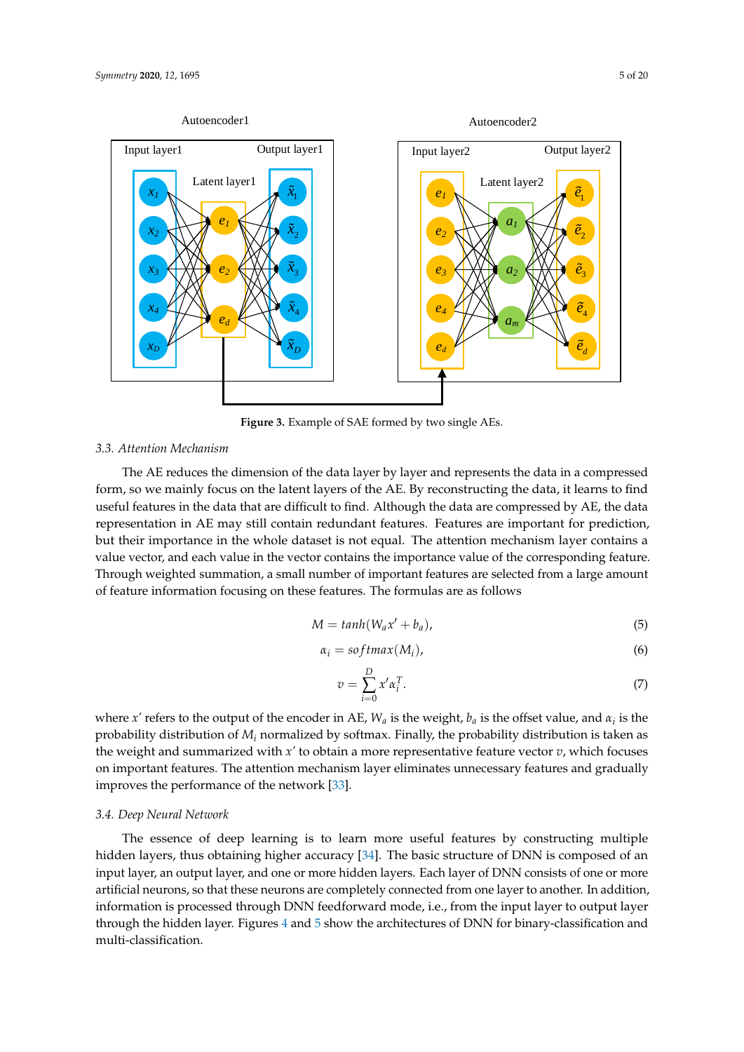Figure 3. Example of SAE formed by two single AEs.

### 3.3. Attention Mechanism

The AE reduces the dimension of the data layer by layer and represents the data in a compressed form, so we mainly focus on the latent layers of the AE. By reconstructing the data, it learns to find useful features in the data that are difficult to find. Although the data are compressed by AE, the data representation in AE may still contain redundant features. Features are important for prediction, but their importance in the whole dataset is not equal. The attention mechanism layer contains a value vector, and each value in the vector contains the importance value of the corresponding feature. Through weighted summation, a small number of important features are selected from a large amount of feature information focusing on these features. The formulas are as follows

$$M = tanh(W_a x' + b_a), \tag{5}$$

$$\alpha_i = softmax(M_i), \tag{6}$$

$$v = \sum_{i=0}^{D} x' \alpha_i^T. \tag{7}$$

where $x'$ refers to the output of the encoder in AE, $W_a$ is the weight, $b_a$ is the offset value, and $\alpha_i$ is the probability distribution of $M_i$ normalized by softmax. Finally, the probability distribution is taken as the weight and summarized with $x'$ to obtain a more representative feature vector $v$, which focuses on important features. The attention mechanism layer eliminates unnecessary features and gradually improves the performance of the network [33].

### 3.4. Deep Neural Network

The essence of deep learning is to learn more useful features by constructing multiple hidden layers, thus obtaining higher accuracy [34]. The basic structure of DNN is composed of an input layer, an output layer, and one or more hidden layers. Each layer of DNN consists of one or more artificial neurons, so that these neurons are completely connected from one layer to another. In addition, information is processed through DNN feedforward mode, i.e., from the input layer to output layer through the hidden layer. Figures 4 and 5 show the architectures of DNN for binary-classification and multi-classification.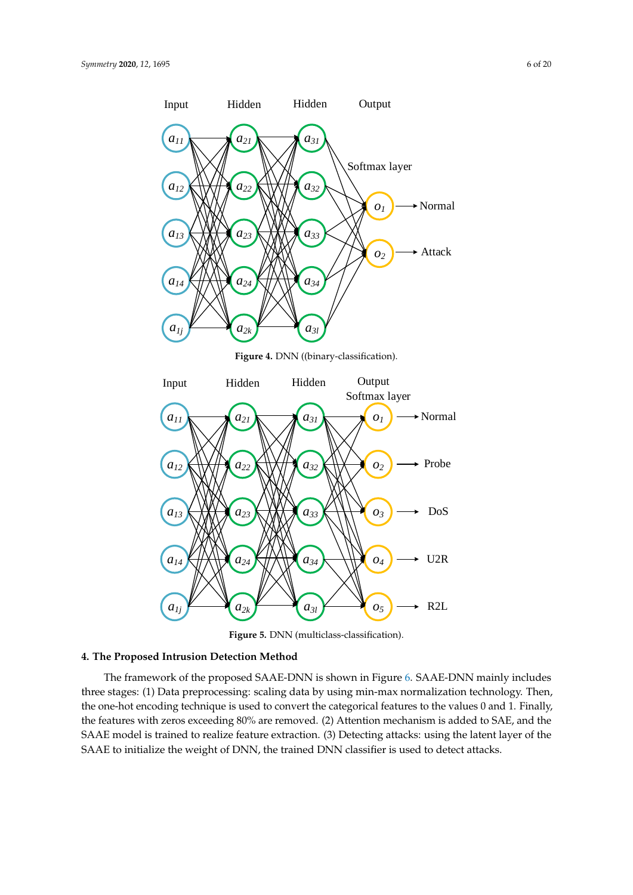**Figure 4.** DNN ((binary-classification).

**Figure 5.** DNN (multiclass-classification).

## 4. The Proposed Intrusion Detection Method

The framework of the proposed SAAE-DNN is shown in Figure 6. SAAE-DNN mainly includes three stages: (1) Data preprocessing: scaling data by using min-max normalization technology. Then, the one-hot encoding technique is used to convert the categorical features to the values 0 and 1. Finally, the features with zeros exceeding 80% are removed. (2) Attention mechanism is added to SAE, and the SAAE model is trained to realize feature extraction. (3) Detecting attacks: using the latent layer of the SAAE to initialize the weight of DNN, the trained DNN classifier is used to detect attacks.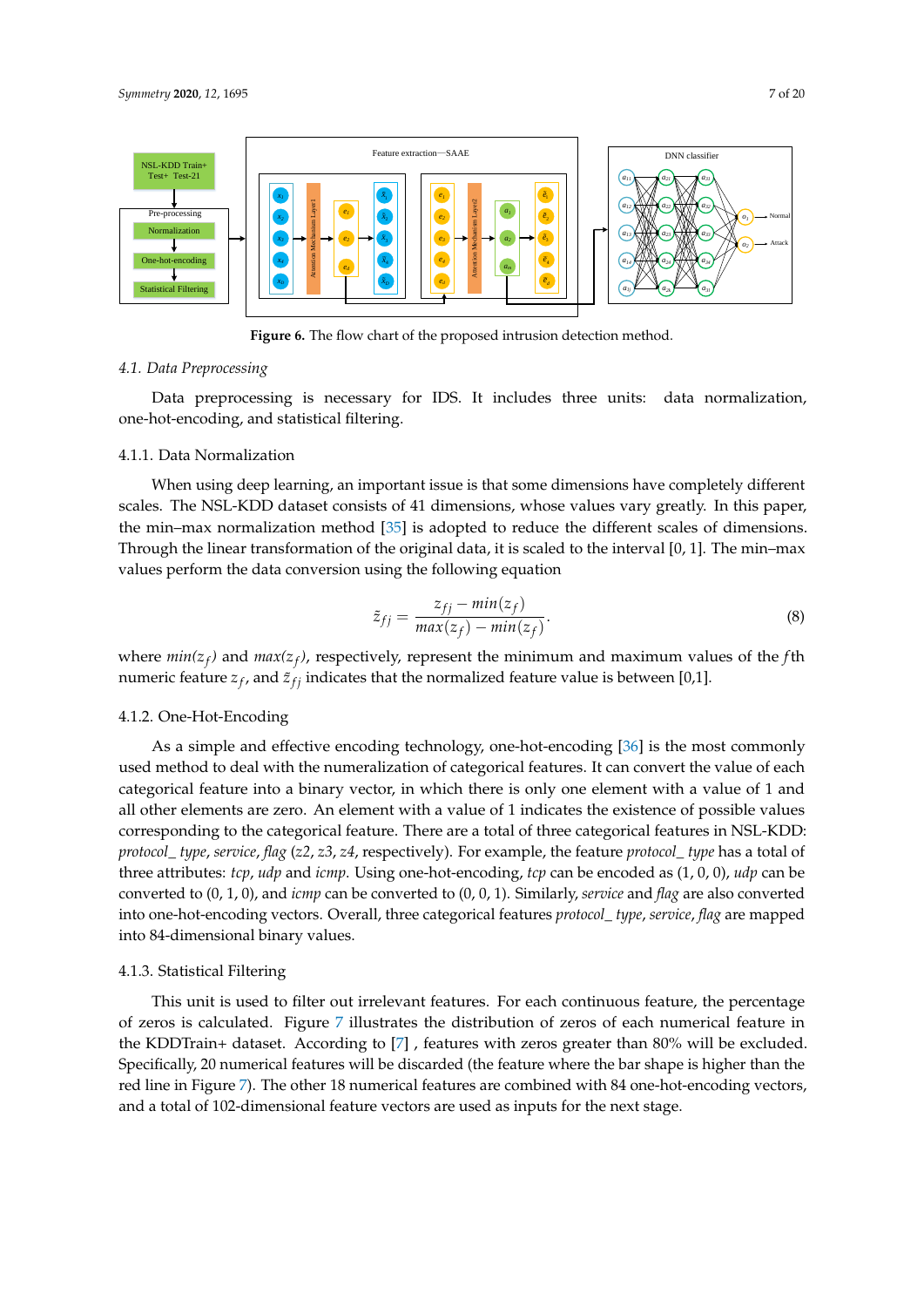Figure 6. The flow chart of the proposed intrusion detection method.

### 4.1. Data Preprocessing

Data preprocessing is necessary for IDS. It includes three units: data normalization, one-hot-encoding, and statistical filtering.

#### 4.1.1. Data Normalization

When using deep learning, an important issue is that some dimensions have completely different scales. The NSL-KDD dataset consists of 41 dimensions, whose values vary greatly. In this paper, the min–max normalization method [35] is adopted to reduce the different scales of dimensions. Through the linear transformation of the original data, it is scaled to the interval [0, 1]. The min–max values perform the data conversion using the following equation

$$\tilde{z}_{fj} = \frac{z_{fj} - min(z_f)}{max(z_f) - min(z_f)}. \tag{8}$$

where $min(z_f)$ and $max(z_f)$, respectively, represent the minimum and maximum values of the $f$th numeric feature $z_f$, and $\tilde{z}_{fj}$ indicates that the normalized feature value is between [0,1].

#### 4.1.2. One-Hot-Encoding

As a simple and effective encoding technology, one-hot-encoding [36] is the most commonly used method to deal with the numeralization of categorical features. It can convert the value of each categorical feature into a binary vector, in which there is only one element with a value of 1 and all other elements are zero. An element with a value of 1 indicates the existence of possible values corresponding to the categorical feature. There are a total of three categorical features in NSL-KDD: *protocol_ type*, *service*, *flag* (*z2*, *z3*, *z4*, respectively). For example, the feature *protocol_ type* has a total of three attributes: *tcp*, *udp* and *icmp*. Using one-hot-encoding, *tcp* can be encoded as (1, 0, 0), *udp* can be converted to (0, 1, 0), and *icmp* can be converted to (0, 0, 1). Similarly, *service* and *flag* are also converted into one-hot-encoding vectors. Overall, three categorical features *protocol_ type*, *service*, *flag* are mapped into 84-dimensional binary values.

#### 4.1.3. Statistical Filtering

This unit is used to filter out irrelevant features. For each continuous feature, the percentage of zeros is calculated. Figure 7 illustrates the distribution of zeros of each numerical feature in the KDDTrain+ dataset. According to [7] , features with zeros greater than 80% will be excluded. Specifically, 20 numerical features will be discarded (the feature where the bar shape is higher than the red line in Figure 7). The other 18 numerical features are combined with 84 one-hot-encoding vectors, and a total of 102-dimensional feature vectors are used as inputs for the next stage.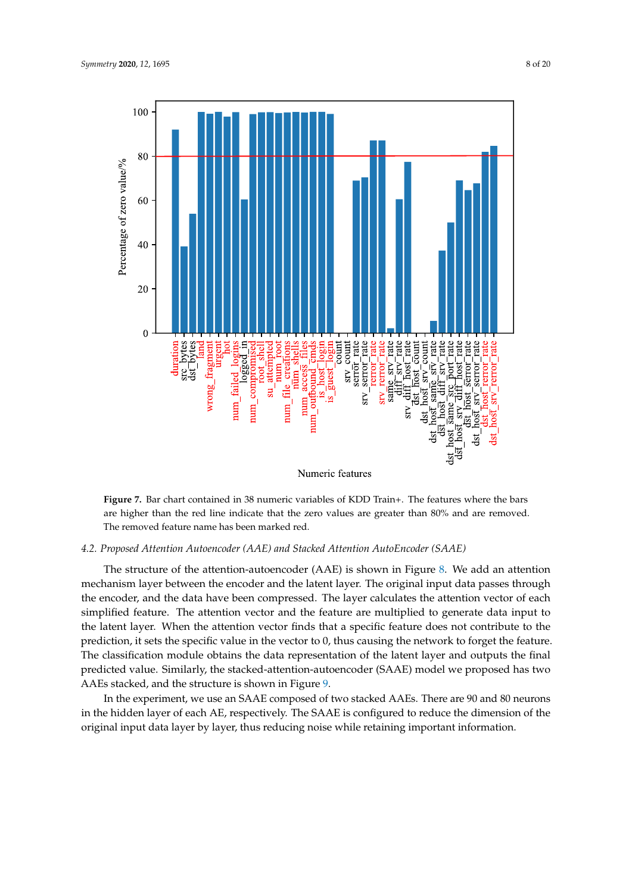Figure 7. Bar chart contained in 38 numeric variables of KDD Train+. The features where the bars are higher than the red line indicate that the zero values are greater than 80% and are removed. The removed feature name has been marked red.

### 4.2. Proposed Attention Autoencoder (AAE) and Stacked Attention AutoEncoder (SAAE)

The structure of the attention-autoencoder (AAE) is shown in Figure 8. We add an attention mechanism layer between the encoder and the latent layer. The original input data passes through the encoder, and the data have been compressed. The layer calculates the attention vector of each simplified feature. The attention vector and the feature are multiplied to generate data input to the latent layer. When the attention vector finds that a specific feature does not contribute to the prediction, it sets the specific value in the vector to 0, thus causing the network to forget the feature. The classification module obtains the data representation of the latent layer and outputs the final predicted value. Similarly, the stacked-attention-autoencoder (SAAE) model we proposed has two AAEs stacked, and the structure is shown in Figure 9.

In the experiment, we use an SAAE composed of two stacked AAEs. There are 90 and 80 neurons in the hidden layer of each AE, respectively. The SAAE is configured to reduce the dimension of the original input data layer by layer, thus reducing noise while retaining important information.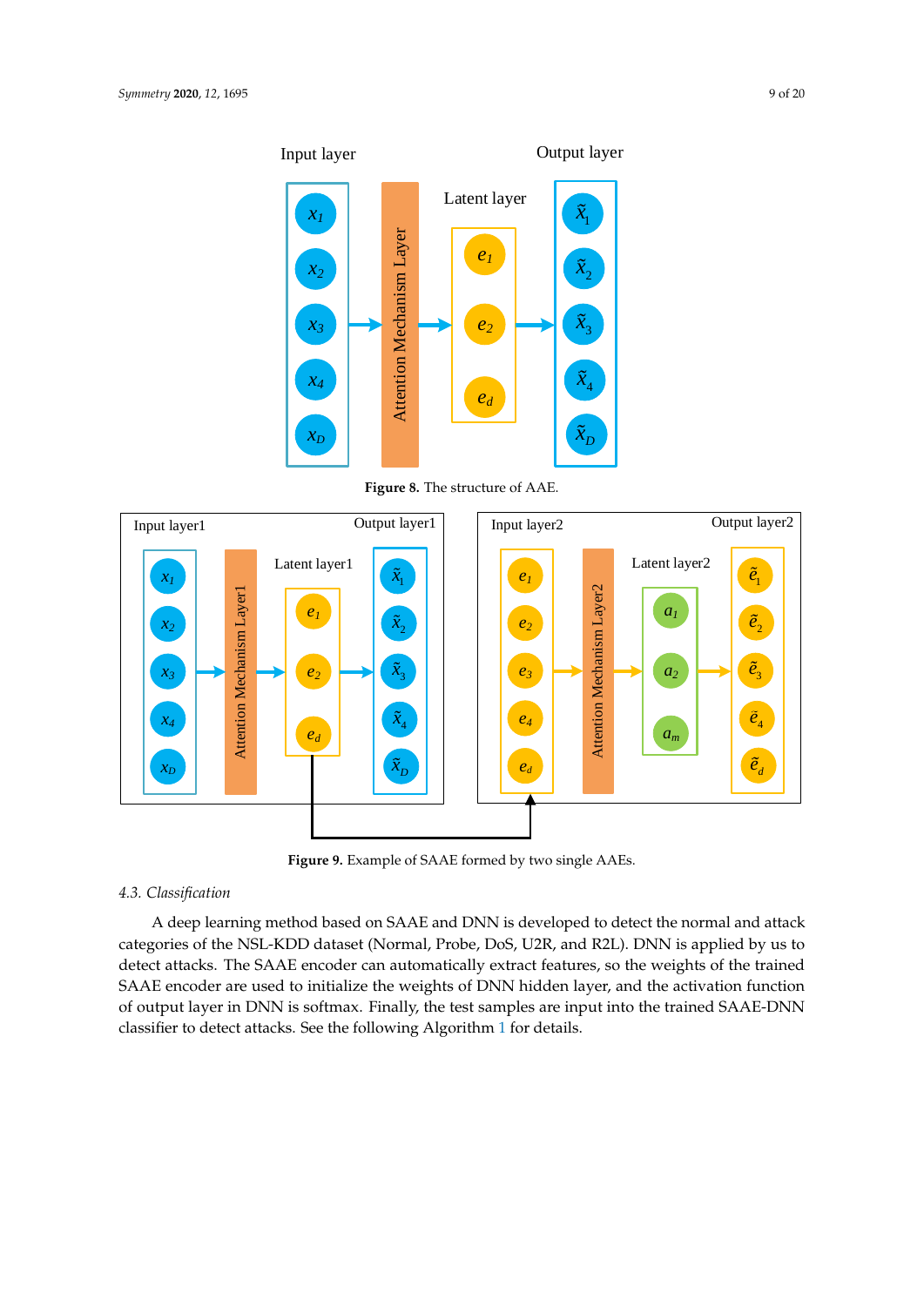Figure 8. The structure of AAE.

Figure 9. Example of SAAE formed by two single AAEs.

### 4.3. Classification

A deep learning method based on SAAE and DNN is developed to detect the normal and attack categories of the NSL-KDD dataset (Normal, Probe, DoS, U2R, and R2L). DNN is applied by us to detect attacks. The SAAE encoder can automatically extract features, so the weights of the trained SAAE encoder are used to initialize the weights of DNN hidden layer, and the activation function of output layer in DNN is softmax. Finally, the test samples are input into the trained SAAE-DNN classifier to detect attacks. See the following Algorithm 1 for details.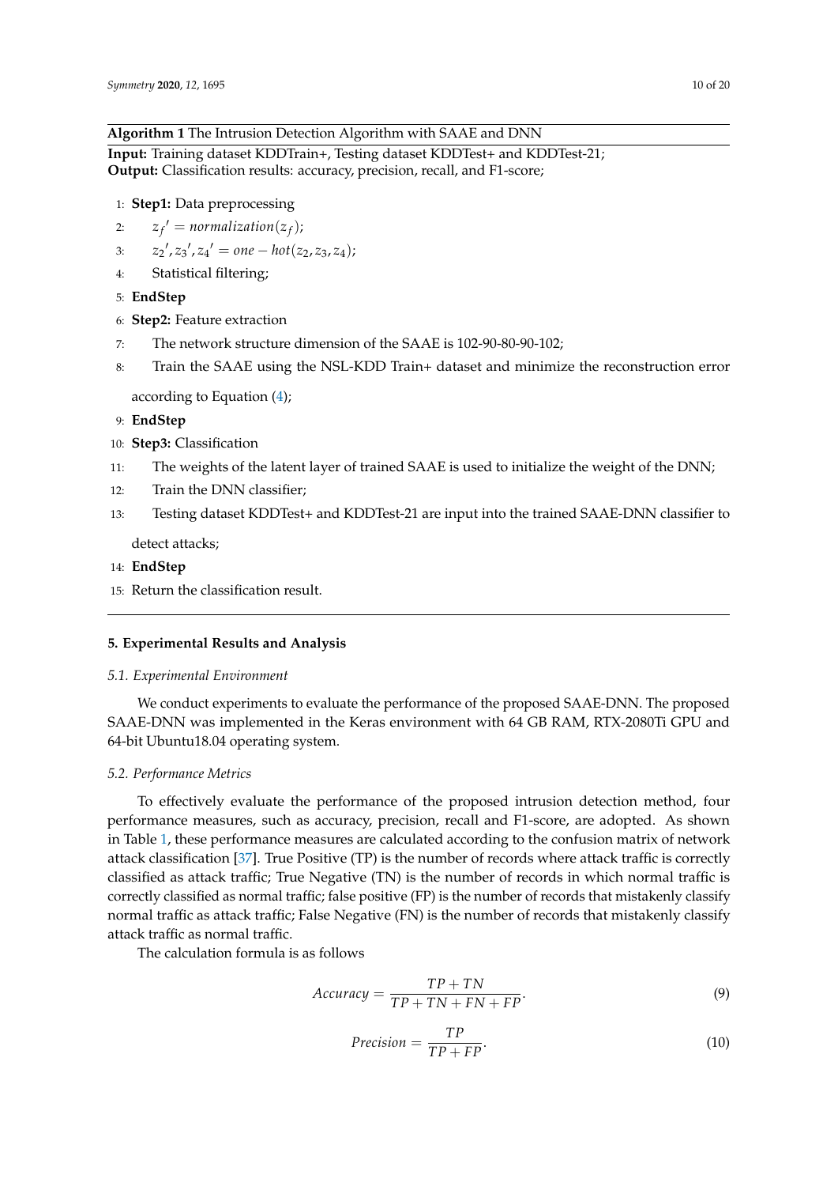**Algorithm 1** The Intrusion Detection Algorithm with SAAE and DNN

**Input:** Training dataset KDDTrain+, Testing dataset KDDTest+ and KDDTest-21;
**Output:** Classification results: accuracy, precision, recall, and F1-score;

1: **Step1:** Data preprocessing
2: $z_f{}' = normalization(z_f)$;
3: $z_2{}', z_3{}', z_4{}' = one - hot(z_2, z_3, z_4)$;
4: Statistical filtering;
5: **EndStep**
6: **Step2:** Feature extraction
7: The network structure dimension of the SAAE is 102-90-80-90-102;
8: Train the SAAE using the NSL-KDD Train+ dataset and minimize the reconstruction error according to Equation (4);
9: **EndStep**
10: **Step3:** Classification
11: The weights of the latent layer of trained SAAE is used to initialize the weight of the DNN;
12: Train the DNN classifier;
13: Testing dataset KDDTest+ and KDDTest-21 are input into the trained SAAE-DNN classifier to detect attacks;
14: **EndStep**
15: Return the classification result.

## 5. Experimental Results and Analysis

### 5.1. Experimental Environment

We conduct experiments to evaluate the performance of the proposed SAAE-DNN. The proposed SAAE-DNN was implemented in the Keras environment with 64 GB RAM, RTX-2080Ti GPU and 64-bit Ubuntu18.04 operating system.

### 5.2. Performance Metrics

To effectively evaluate the performance of the proposed intrusion detection method, four performance measures, such as accuracy, precision, recall and F1-score, are adopted. As shown in Table 1, these performance measures are calculated according to the confusion matrix of network attack classification [37]. True Positive (TP) is the number of records where attack traffic is correctly classified as attack traffic; True Negative (TN) is the number of records in which normal traffic is correctly classified as normal traffic; false positive (FP) is the number of records that mistakenly classify normal traffic as attack traffic; False Negative (FN) is the number of records that mistakenly classify attack traffic as normal traffic.

The calculation formula is as follows

$$Accuracy = \frac{TP + TN}{TP + TN + FN + FP}. \tag{9}$$

$$Precision = \frac{TP}{TP + FP}. \tag{10}$$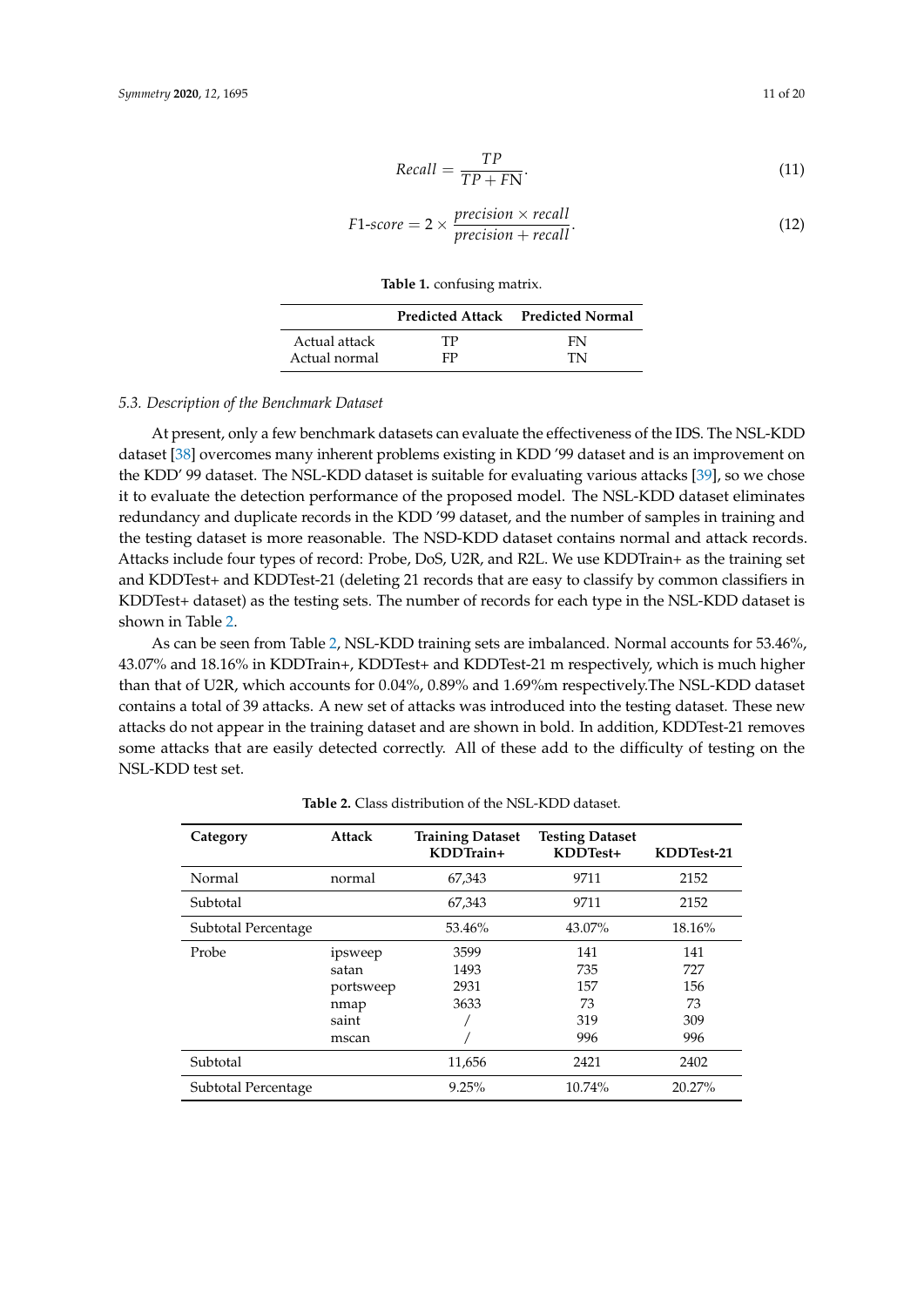$$Recall = \frac{TP}{TP + FN}. \tag{11}$$

$$F1\text{-}score = 2 \times \frac{precision \times recall}{precision + recall}. \tag{12}$$

**Table 1.** confusing matrix.

| | Predicted Attack | Predicted Normal |
|---|---|---|
| Actual attack | TP | FN |
| Actual normal | FP | TN |

### 5.3. Description of the Benchmark Dataset

At present, only a few benchmark datasets can evaluate the effectiveness of the IDS. The NSL-KDD dataset [38] overcomes many inherent problems existing in KDD '99 dataset and is an improvement on the KDD' 99 dataset. The NSL-KDD dataset is suitable for evaluating various attacks [39], so we chose it to evaluate the detection performance of the proposed model. The NSL-KDD dataset eliminates redundancy and duplicate records in the KDD '99 dataset, and the number of samples in training and the testing dataset is more reasonable. The NSD-KDD dataset contains normal and attack records. Attacks include four types of record: Probe, DoS, U2R, and R2L. We use KDDTrain+ as the training set and KDDTest+ and KDDTest-21 (deleting 21 records that are easy to classify by common classifiers in KDDTest+ dataset) as the testing sets. The number of records for each type in the NSL-KDD dataset is shown in Table 2.

As can be seen from Table 2, NSL-KDD training sets are imbalanced. Normal accounts for 53.46%, 43.07% and 18.16% in KDDTrain+, KDDTest+ and KDDTest-21 m respectively, which is much higher than that of U2R, which accounts for 0.04%, 0.89% and 1.69%m respectively.The NSL-KDD dataset contains a total of 39 attacks. A new set of attacks was introduced into the testing dataset. These new attacks do not appear in the training dataset and are shown in bold. In addition, KDDTest-21 removes some attacks that are easily detected correctly. All of these add to the difficulty of testing on the NSL-KDD test set.

**Table 2.** Class distribution of the NSL-KDD dataset.

| Category | Attack | Training Dataset KDDTrain+ | Testing Dataset KDDTest+ | KDDTest-21 |
|---|---|---|---|---|
| Normal | normal | 67,343 | 9711 | 2152 |
| Subtotal | | 67,343 | 9711 | 2152 |
| Subtotal Percentage | | 53.46% | 43.07% | 18.16% |
| Probe | ipsweep | 3599 | 141 | 141 |
| | satan | 1493 | 735 | 727 |
| | portsweep | 2931 | 157 | 156 |
| | nmap | 3633 | 73 | 73 |
| | saint | / | 319 | 309 |
| | mscan | / | 996 | 996 |
| Subtotal | | 11,656 | 2421 | 2402 |
| Subtotal Percentage | | 9.25% | 10.74% | 20.27% |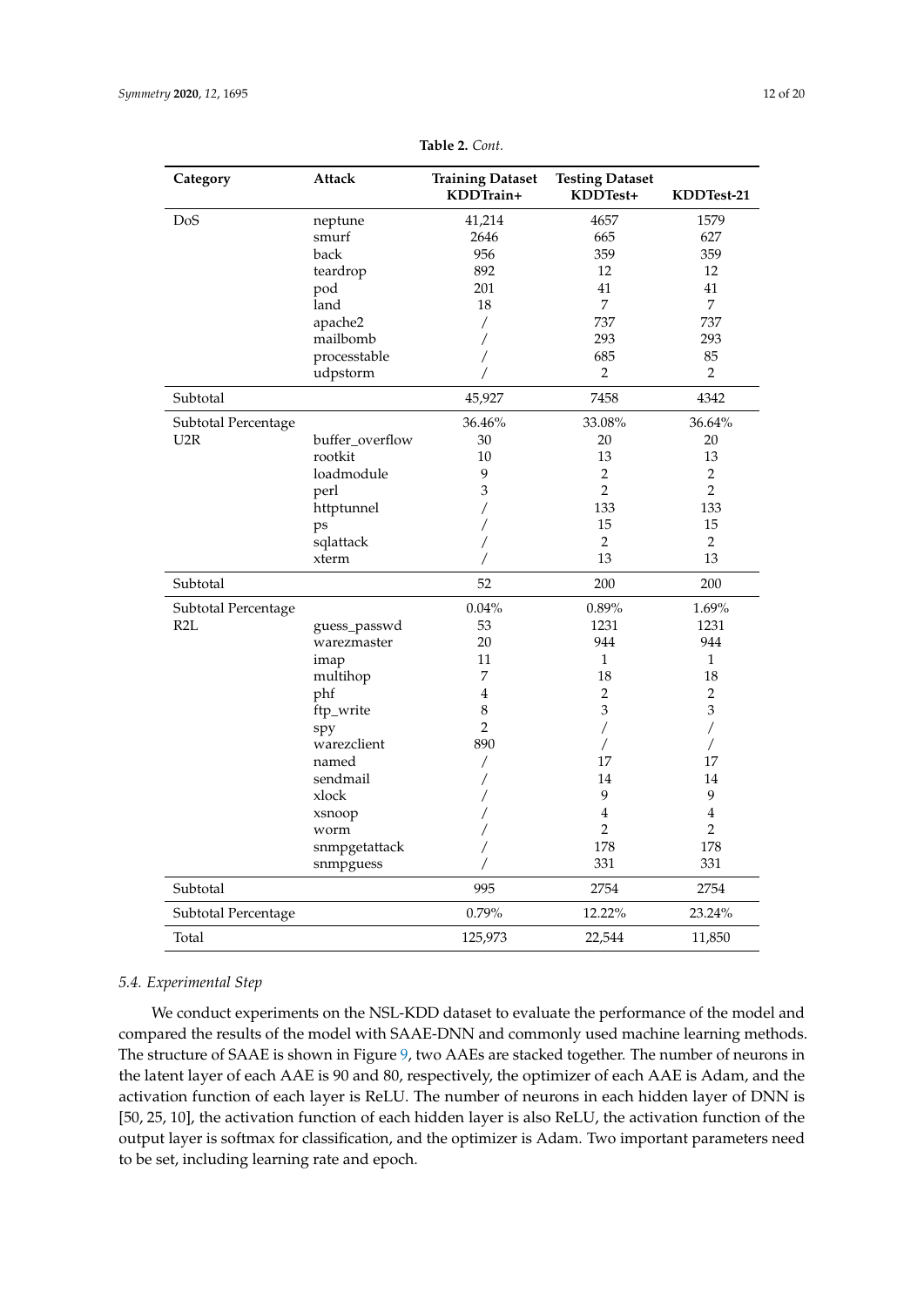**Table 2.** *Cont.*

| Category | Attack | Training Dataset KDDTrain+ | Testing Dataset KDDTest+ | KDDTest-21 |
|---|---|---|---|---|
| DoS | neptune | 41,214 | 4657 | 1579 |
| | smurf | 2646 | 665 | 627 |
| | back | 956 | 359 | 359 |
| | teardrop | 892 | 12 | 12 |
| | pod | 201 | 41 | 41 |
| | land | 18 | 7 | 7 |
| | apache2 | / | 737 | 737 |
| | mailbomb | / | 293 | 293 |
| | processtable | / | 685 | 85 |
| | udpstorm | / | 2 | 2 |
| Subtotal | | 45,927 | 7458 | 4342 |
| Subtotal Percentage | | 36.46% | 33.08% | 36.64% |
| U2R | buffer_overflow | 30 | 20 | 20 |
| | rootkit | 10 | 13 | 13 |
| | loadmodule | 9 | 2 | 2 |
| | perl | 3 | 2 | 2 |
| | httptunnel | / | 133 | 133 |
| | ps | / | 15 | 15 |
| | sqlattack | / | 2 | 2 |
| | xterm | / | 13 | 13 |
| Subtotal | | 52 | 200 | 200 |
| Subtotal Percentage | | 0.04% | 0.89% | 1.69% |
| R2L | guess_passwd | 53 | 1231 | 1231 |
| | warezmaster | 20 | 944 | 944 |
| | imap | 11 | 1 | 1 |
| | multihop | 7 | 18 | 18 |
| | phf | 4 | 2 | 2 |
| | ftp_write | 8 | 3 | 3 |
| | spy | 2 | / | / |
| | warezclient | 890 | / | / |
| | named | / | 17 | 17 |
| | sendmail | / | 14 | 14 |
| | xlock | / | 9 | 9 |
| | xsnoop | / | 4 | 4 |
| | worm | / | 2 | 2 |
| | snmpgetattack | / | 178 | 178 |
| | snmpguess | / | 331 | 331 |
| Subtotal | | 995 | 2754 | 2754 |
| Subtotal Percentage | | 0.79% | 12.22% | 23.24% |
| Total | | 125,973 | 22,544 | 11,850 |

### 5.4. Experimental Step

We conduct experiments on the NSL-KDD dataset to evaluate the performance of the model and compared the results of the model with SAAE-DNN and commonly used machine learning methods. The structure of SAAE is shown in Figure 9, two AAEs are stacked together. The number of neurons in the latent layer of each AAE is 90 and 80, respectively, the optimizer of each AAE is Adam, and the activation function of each layer is ReLU. The number of neurons in each hidden layer of DNN is [50, 25, 10], the activation function of each hidden layer is also ReLU, the activation function of the output layer is softmax for classification, and the optimizer is Adam. Two important parameters need to be set, including learning rate and epoch.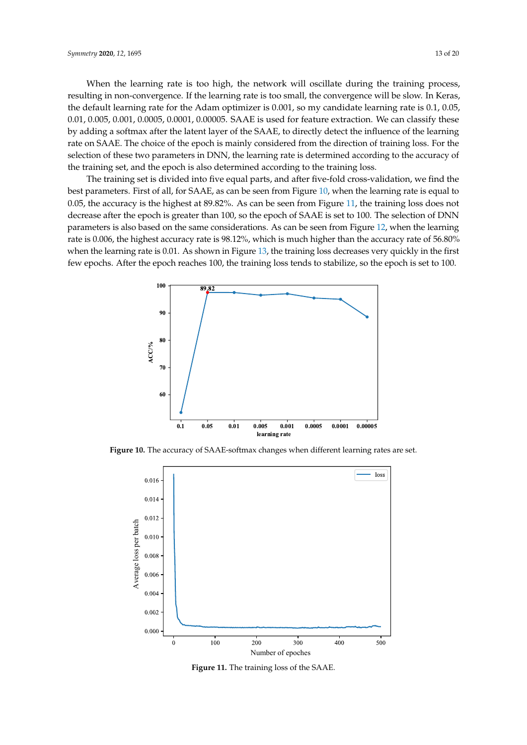When the learning rate is too high, the network will oscillate during the training process, resulting in non-convergence. If the learning rate is too small, the convergence will be slow. In Keras, the default learning rate for the Adam optimizer is 0.001, so my candidate learning rate is 0.1, 0.05, 0.01, 0.005, 0.001, 0.0005, 0.0001, 0.00005. SAAE is used for feature extraction. We can classify these by adding a softmax after the latent layer of the SAAE, to directly detect the influence of the learning rate on SAAE. The choice of the epoch is mainly considered from the direction of training loss. For the selection of these two parameters in DNN, the learning rate is determined according to the accuracy of the training set, and the epoch is also determined according to the training loss.

The training set is divided into five equal parts, and after five-fold cross-validation, we find the best parameters. First of all, for SAAE, as can be seen from Figure 10, when the learning rate is equal to 0.05, the accuracy is the highest at 89.82%. As can be seen from Figure 11, the training loss does not decrease after the epoch is greater than 100, so the epoch of SAAE is set to 100. The selection of DNN parameters is also based on the same considerations. As can be seen from Figure 12, when the learning rate is 0.006, the highest accuracy rate is 98.12%, which is much higher than the accuracy rate of 56.80% when the learning rate is 0.01. As shown in Figure 13, the training loss decreases very quickly in the first few epochs. After the epoch reaches 100, the training loss tends to stabilize, so the epoch is set to 100.

**Figure 10.** The accuracy of SAAE-softmax changes when different learning rates are set.

**Figure 11.** The training loss of the SAAE.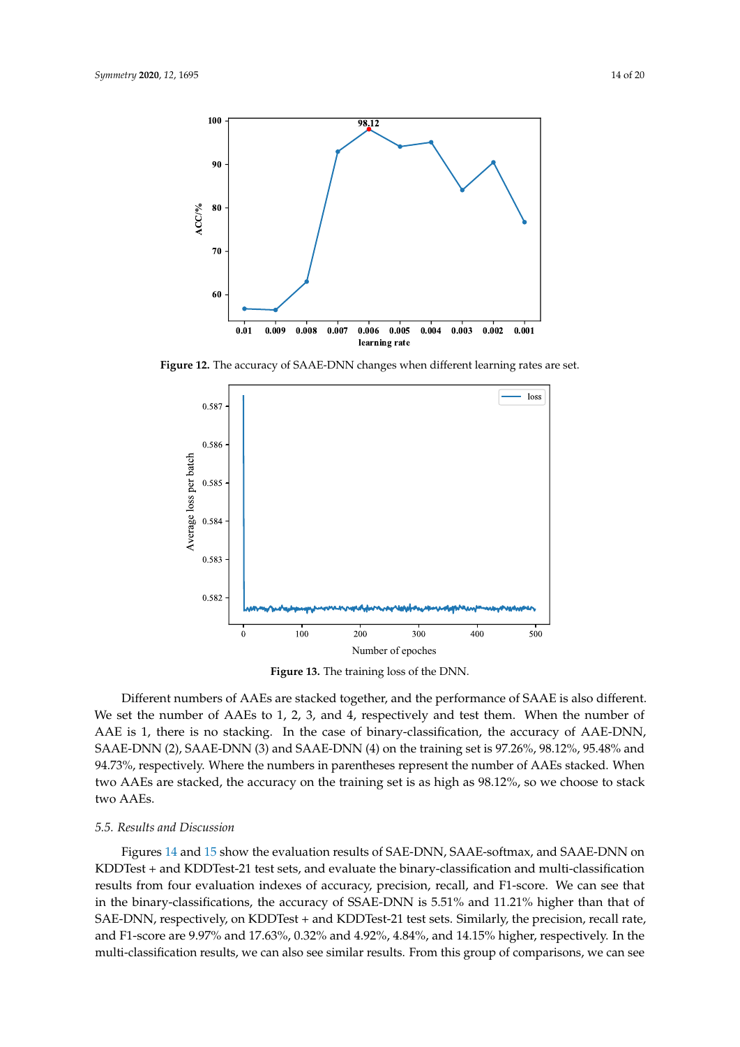**Figure 12.** The accuracy of SAAE-DNN changes when different learning rates are set.

**Figure 13.** The training loss of the DNN.

Different numbers of AAEs are stacked together, and the performance of SAAE is also different. We set the number of AAEs to 1, 2, 3, and 4, respectively and test them. When the number of AAE is 1, there is no stacking. In the case of binary-classification, the accuracy of AAE-DNN, SAAE-DNN (2), SAAE-DNN (3) and SAAE-DNN (4) on the training set is 97.26%, 98.12%, 95.48% and 94.73%, respectively. Where the numbers in parentheses represent the number of AAEs stacked. When two AAEs are stacked, the accuracy on the training set is as high as 98.12%, so we choose to stack two AAEs.

### 5.5. Results and Discussion

Figures 14 and 15 show the evaluation results of SAE-DNN, SAAE-softmax, and SAAE-DNN on KDDTest + and KDDTest-21 test sets, and evaluate the binary-classification and multi-classification results from four evaluation indexes of accuracy, precision, recall, and F1-score. We can see that in the binary-classifications, the accuracy of SSAE-DNN is 5.51% and 11.21% higher than that of SAE-DNN, respectively, on KDDTest + and KDDTest-21 test sets. Similarly, the precision, recall rate, and F1-score are 9.97% and 17.63%, 0.32% and 4.92%, 4.84%, and 14.15% higher, respectively. In the multi-classification results, we can also see similar results. From this group of comparisons, we can see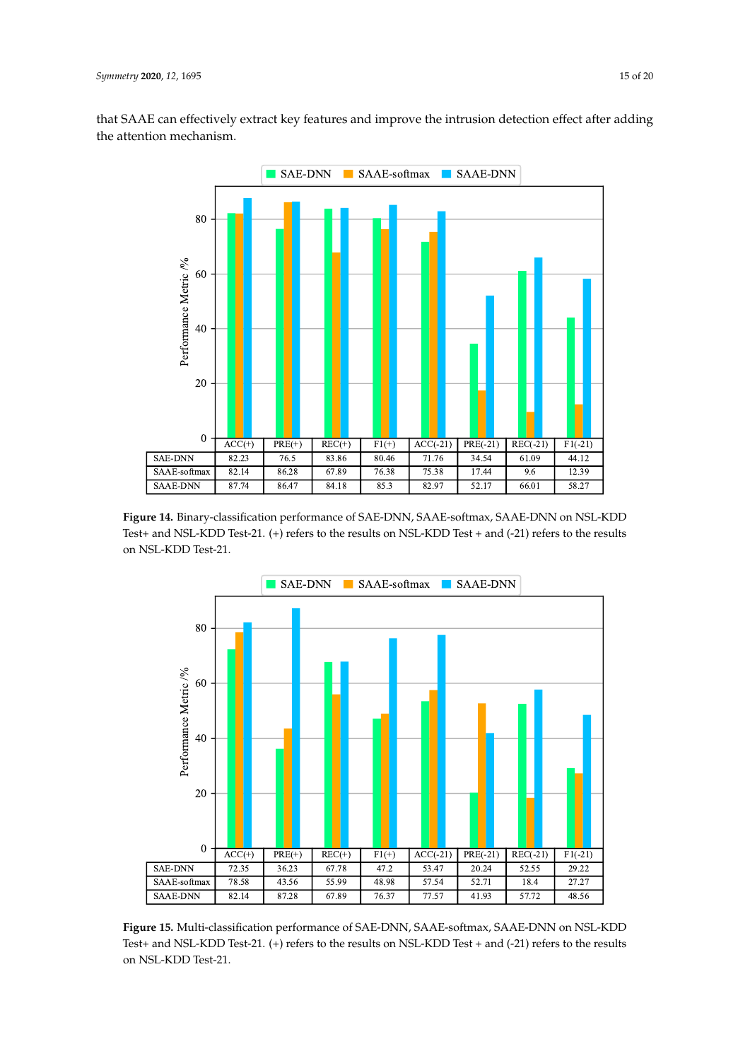that SAAE can effectively extract key features and improve the intrusion detection effect after adding the attention mechanism.

|  | ACC(+) | PRE(+) | REC(+) | F1(+) | ACC(-21) | PRE(-21) | REC(-21) | F1(-21) |
|---|---|---|---|---|---|---|---|---|
| SAE-DNN | 82.23 | 76.5 | 83.86 | 80.46 | 71.76 | 34.54 | 61.09 | 44.12 |
| SAAE-softmax | 82.14 | 86.28 | 67.89 | 76.38 | 75.38 | 17.44 | 9.6 | 12.39 |
| SAAE-DNN | 87.74 | 86.47 | 84.18 | 85.3 | 82.97 | 52.17 | 66.01 | 58.27 |

**Figure 14.** Binary-classification performance of SAE-DNN, SAAE-softmax, SAAE-DNN on NSL-KDD Test+ and NSL-KDD Test-21. (+) refers to the results on NSL-KDD Test + and (-21) refers to the results on NSL-KDD Test-21.

|  | ACC(+) | PRE(+) | REC(+) | F1(+) | ACC(-21) | PRE(-21) | REC(-21) | F1(-21) |
|---|---|---|---|---|---|---|---|---|
| SAE-DNN | 72.35 | 36.23 | 67.78 | 47.2 | 53.47 | 20.24 | 52.55 | 29.22 |
| SAAE-softmax | 78.58 | 43.56 | 55.99 | 48.98 | 57.54 | 52.71 | 18.4 | 27.27 |
| SAAE-DNN | 82.14 | 87.28 | 67.89 | 76.37 | 77.57 | 41.93 | 57.72 | 48.56 |

**Figure 15.** Multi-classification performance of SAE-DNN, SAAE-softmax, SAAE-DNN on NSL-KDD Test+ and NSL-KDD Test-21. (+) refers to the results on NSL-KDD Test + and (-21) refers to the results on NSL-KDD Test-21.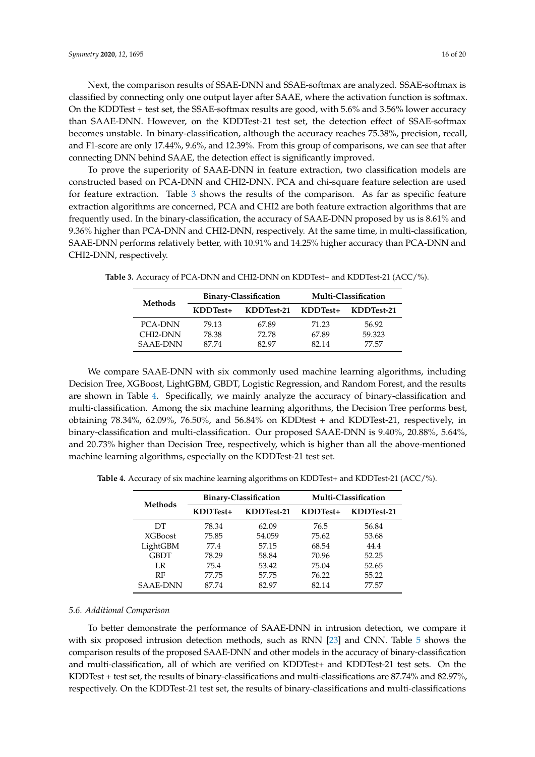Next, the comparison results of SSAE-DNN and SSAE-softmax are analyzed. SSAE-softmax is classified by connecting only one output layer after SAAE, where the activation function is softmax. On the KDDTest + test set, the SSAE-softmax results are good, with 5.6% and 3.56% lower accuracy than SAAE-DNN. However, on the KDDTest-21 test set, the detection effect of SSAE-softmax becomes unstable. In binary-classification, although the accuracy reaches 75.38%, precision, recall, and F1-score are only 17.44%, 9.6%, and 12.39%. From this group of comparisons, we can see that after connecting DNN behind SAAE, the detection effect is significantly improved.

To prove the superiority of SAAE-DNN in feature extraction, two classification models are constructed based on PCA-DNN and CHI2-DNN. PCA and chi-square feature selection are used for feature extraction. Table 3 shows the results of the comparison. As far as specific feature extraction algorithms are concerned, PCA and CHI2 are both feature extraction algorithms that are frequently used. In the binary-classification, the accuracy of SAAE-DNN proposed by us is 8.61% and 9.36% higher than PCA-DNN and CHI2-DNN, respectively. At the same time, in multi-classification, SAAE-DNN performs relatively better, with 10.91% and 14.25% higher accuracy than PCA-DNN and CHI2-DNN, respectively.

**Table 3.** Accuracy of PCA-DNN and CHI2-DNN on KDDTest+ and KDDTest-21 (ACC/%).

| Methods | Binary-Classification | | Multi-Classification | |
|---|---|---|---|---|
| | KDDTest+ | KDDTest-21 | KDDTest+ | KDDTest-21 |
| PCA-DNN | 79.13 | 67.89 | 71.23 | 56.92 |
| CHI2-DNN | 78.38 | 72.78 | 67.89 | 59.323 |
| SAAE-DNN | 87.74 | 82.97 | 82.14 | 77.57 |

We compare SAAE-DNN with six commonly used machine learning algorithms, including Decision Tree, XGBoost, LightGBM, GBDT, Logistic Regression, and Random Forest, and the results are shown in Table 4. Specifically, we mainly analyze the accuracy of binary-classification and multi-classification. Among the six machine learning algorithms, the Decision Tree performs best, obtaining 78.34%, 62.09%, 76.50%, and 56.84% on KDDtest + and KDDTest-21, respectively, in binary-classification and multi-classification. Our proposed SAAE-DNN is 9.40%, 20.88%, 5.64%, and 20.73% higher than Decision Tree, respectively, which is higher than all the above-mentioned machine learning algorithms, especially on the KDDTest-21 test set.

**Table 4.** Accuracy of six machine learning algorithms on KDDTest+ and KDDTest-21 (ACC/%).

| Methods | Binary-Classification | | Multi-Classification | |
|---|---|---|---|---|
| | KDDTest+ | KDDTest-21 | KDDTest+ | KDDTest-21 |
| DT | 78.34 | 62.09 | 76.5 | 56.84 |
| XGBoost | 75.85 | 54.059 | 75.62 | 53.68 |
| LightGBM | 77.4 | 57.15 | 68.54 | 44.4 |
| GBDT | 78.29 | 58.84 | 70.96 | 52.25 |
| LR | 75.4 | 53.42 | 75.04 | 52.65 |
| RF | 77.75 | 57.75 | 76.22 | 55.22 |
| SAAE-DNN | 87.74 | 82.97 | 82.14 | 77.57 |

### *5.6. Additional Comparison*

To better demonstrate the performance of SAAE-DNN in intrusion detection, we compare it with six proposed intrusion detection methods, such as RNN [23] and CNN. Table 5 shows the comparison results of the proposed SAAE-DNN and other models in the accuracy of binary-classification and multi-classification, all of which are verified on KDDTest+ and KDDTest-21 test sets. On the KDDTest + test set, the results of binary-classifications and multi-classifications are 87.74% and 82.97%, respectively. On the KDDTest-21 test set, the results of binary-classifications and multi-classifications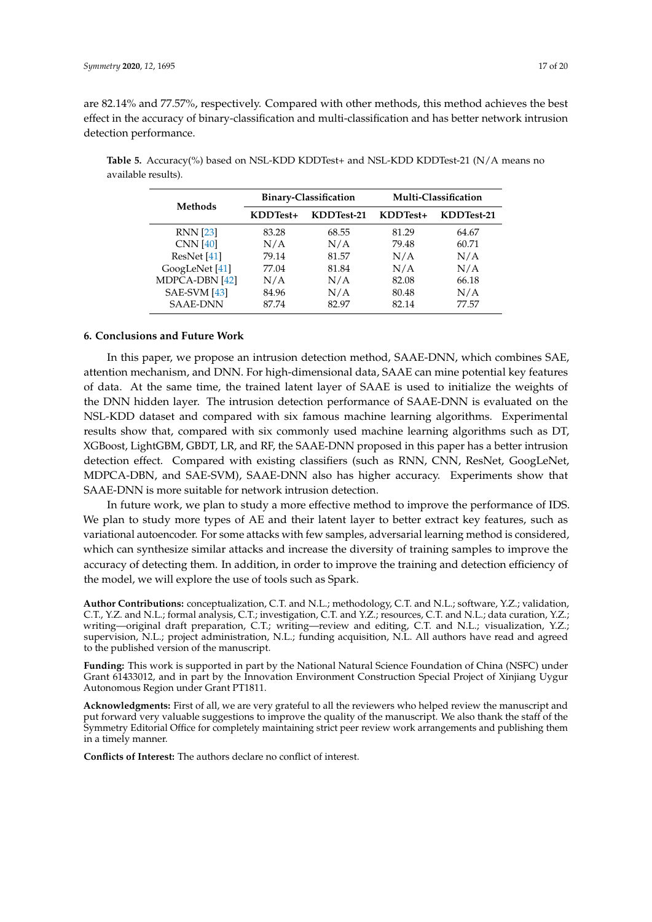are 82.14% and 77.57%, respectively. Compared with other methods, this method achieves the best effect in the accuracy of binary-classification and multi-classification and has better network intrusion detection performance.

**Table 5.** Accuracy(%) based on NSL-KDD KDDTest+ and NSL-KDD KDDTest-21 (N/A means no available results).

| Methods | Binary-Classification | | Multi-Classification | |
|---|---|---|---|---|
| | KDDTest+ | KDDTest-21 | KDDTest+ | KDDTest-21 |
| RNN [23] | 83.28 | 68.55 | 81.29 | 64.67 |
| CNN [40] | N/A | N/A | 79.48 | 60.71 |
| ResNet [41] | 79.14 | 81.57 | N/A | N/A |
| GoogLeNet [41] | 77.04 | 81.84 | N/A | N/A |
| MDPCA-DBN [42] | N/A | N/A | 82.08 | 66.18 |
| SAE-SVM [43] | 84.96 | N/A | 80.48 | N/A |
| SAAE-DNN | 87.74 | 82.97 | 82.14 | 77.57 |

## 6. Conclusions and Future Work

In this paper, we propose an intrusion detection method, SAAE-DNN, which combines SAE, attention mechanism, and DNN. For high-dimensional data, SAAE can mine potential key features of data. At the same time, the trained latent layer of SAAE is used to initialize the weights of the DNN hidden layer. The intrusion detection performance of SAAE-DNN is evaluated on the NSL-KDD dataset and compared with six famous machine learning algorithms. Experimental results show that, compared with six commonly used machine learning algorithms such as DT, XGBoost, LightGBM, GBDT, LR, and RF, the SAAE-DNN proposed in this paper has a better intrusion detection effect. Compared with existing classifiers (such as RNN, CNN, ResNet, GoogLeNet, MDPCA-DBN, and SAE-SVM), SAAE-DNN also has higher accuracy. Experiments show that SAAE-DNN is more suitable for network intrusion detection.

In future work, we plan to study a more effective method to improve the performance of IDS. We plan to study more types of AE and their latent layer to better extract key features, such as variational autoencoder. For some attacks with few samples, adversarial learning method is considered, which can synthesize similar attacks and increase the diversity of training samples to improve the accuracy of detecting them. In addition, in order to improve the training and detection efficiency of the model, we will explore the use of tools such as Spark.

**Author Contributions:** conceptualization, C.T. and N.L.; methodology, C.T. and N.L.; software, Y.Z.; validation, C.T., Y.Z. and N.L.; formal analysis, C.T.; investigation, C.T. and Y.Z.; resources, C.T. and N.L.; data curation, Y.Z.; writing—original draft preparation, C.T.; writing—review and editing, C.T. and N.L.; visualization, Y.Z.; supervision, N.L.; project administration, N.L.; funding acquisition, N.L. All authors have read and agreed to the published version of the manuscript.

**Funding:** This work is supported in part by the National Natural Science Foundation of China (NSFC) under Grant 61433012, and in part by the Innovation Environment Construction Special Project of Xinjiang Uygur Autonomous Region under Grant PT1811.

**Acknowledgments:** First of all, we are very grateful to all the reviewers who helped review the manuscript and put forward very valuable suggestions to improve the quality of the manuscript. We also thank the staff of the Symmetry Editorial Office for completely maintaining strict peer review work arrangements and publishing them in a timely manner.

**Conflicts of Interest:** The authors declare no conflict of interest.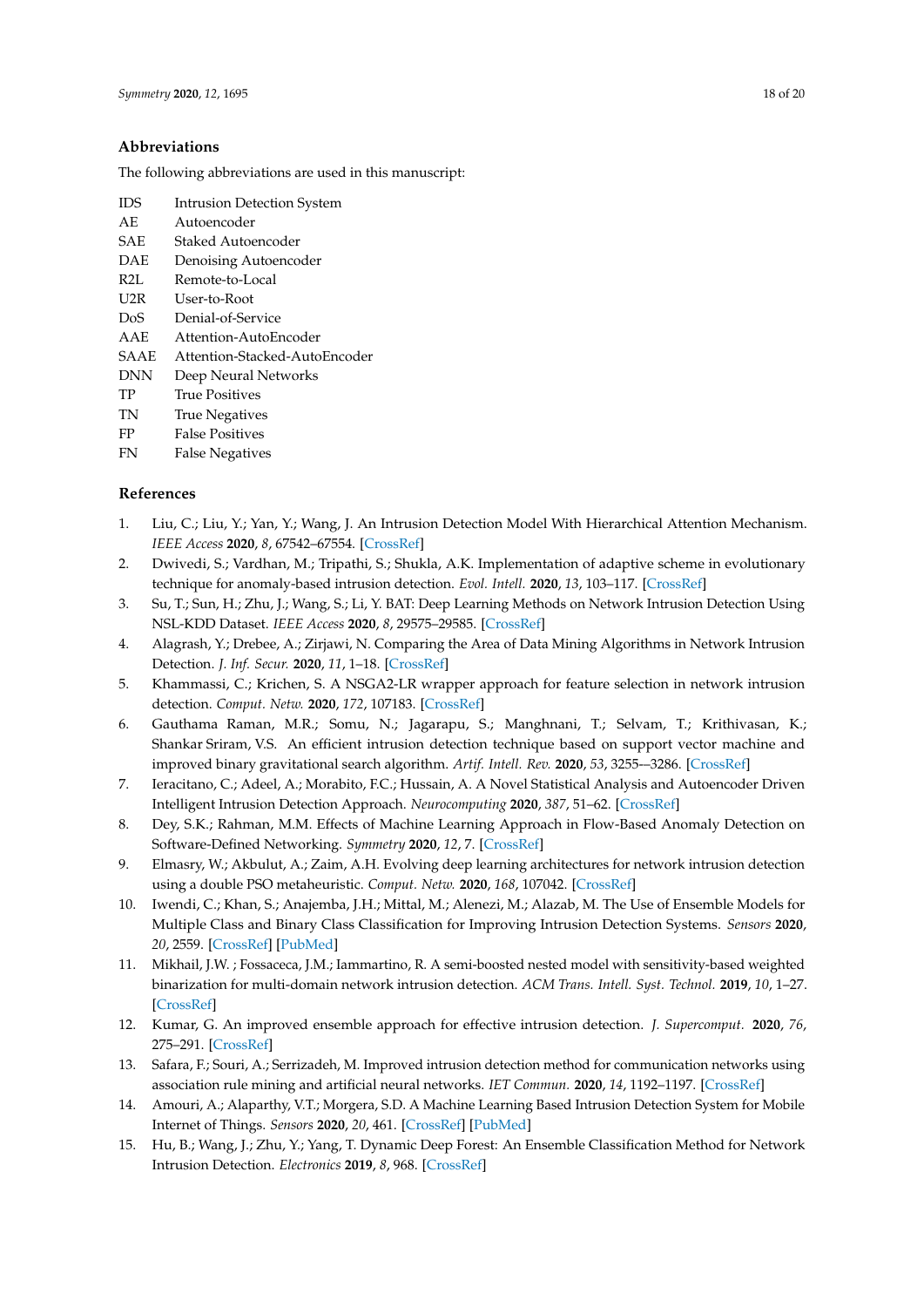## Abbreviations

The following abbreviations are used in this manuscript:

| | |
|---|---|
| IDS | Intrusion Detection System |
| AE | Autoencoder |
| SAE | Staked Autoencoder |
| DAE | Denoising Autoencoder |
| R2L | Remote-to-Local |
| U2R | User-to-Root |
| DoS | Denial-of-Service |
| AAE | Attention-AutoEncoder |
| SAAE | Attention-Stacked-AutoEncoder |
| DNN | Deep Neural Networks |
| TP | True Positives |
| TN | True Negatives |
| FP | False Positives |
| FN | False Negatives |

## References

1. Liu, C.; Liu, Y.; Yan, Y.; Wang, J. An Intrusion Detection Model With Hierarchical Attention Mechanism. *IEEE Access* **2020**, *8*, 67542–67554. [CrossRef]
2. Dwivedi, S.; Vardhan, M.; Tripathi, S.; Shukla, A.K. Implementation of adaptive scheme in evolutionary technique for anomaly-based intrusion detection. *Evol. Intell.* **2020**, *13*, 103–117. [CrossRef]
3. Su, T.; Sun, H.; Zhu, J.; Wang, S.; Li, Y. BAT: Deep Learning Methods on Network Intrusion Detection Using NSL-KDD Dataset. *IEEE Access* **2020**, *8*, 29575–29585. [CrossRef]
4. Alagrash, Y.; Drebee, A.; Zirjawi, N. Comparing the Area of Data Mining Algorithms in Network Intrusion Detection. *J. Inf. Secur.* **2020**, *11*, 1–18. [CrossRef]
5. Khammassi, C.; Krichen, S. A NSGA2-LR wrapper approach for feature selection in network intrusion detection. *Comput. Netw.* **2020**, *172*, 107183. [CrossRef]
6. Gauthama Raman, M.R.; Somu, N.; Jagarapu, S.; Manghnani, T.; Selvam, T.; Krithivasan, K.; Shankar Sriram, V.S. An efficient intrusion detection technique based on support vector machine and improved binary gravitational search algorithm. *Artif. Intell. Rev.* **2020**, *53*, 3255-–3286. [CrossRef]
7. Ieracitano, C.; Adeel, A.; Morabito, F.C.; Hussain, A. A Novel Statistical Analysis and Autoencoder Driven Intelligent Intrusion Detection Approach. *Neurocomputing* **2020**, *387*, 51–62. [CrossRef]
8. Dey, S.K.; Rahman, M.M. Effects of Machine Learning Approach in Flow-Based Anomaly Detection on Software-Defined Networking. *Symmetry* **2020**, *12*, 7. [CrossRef]
9. Elmasry, W.; Akbulut, A.; Zaim, A.H. Evolving deep learning architectures for network intrusion detection using a double PSO metaheuristic. *Comput. Netw.* **2020**, *168*, 107042. [CrossRef]
10. Iwendi, C.; Khan, S.; Anajemba, J.H.; Mittal, M.; Alenezi, M.; Alazab, M. The Use of Ensemble Models for Multiple Class and Binary Class Classification for Improving Intrusion Detection Systems. *Sensors* **2020**, *20*, 2559. [CrossRef] [PubMed]
11. Mikhail, J.W. ; Fossaceca, J.M.; Iammartino, R. A semi-boosted nested model with sensitivity-based weighted binarization for multi-domain network intrusion detection. *ACM Trans. Intell. Syst. Technol.* **2019**, *10*, 1–27. [CrossRef]
12. Kumar, G. An improved ensemble approach for effective intrusion detection. *J. Supercomput.* **2020**, *76*, 275–291. [CrossRef]
13. Safara, F.; Souri, A.; Serrizadeh, M. Improved intrusion detection method for communication networks using association rule mining and artificial neural networks. *IET Commun.* **2020**, *14*, 1192–1197. [CrossRef]
14. Amouri, A.; Alaparthy, V.T.; Morgera, S.D. A Machine Learning Based Intrusion Detection System for Mobile Internet of Things. *Sensors* **2020**, *20*, 461. [CrossRef] [PubMed]
15. Hu, B.; Wang, J.; Zhu, Y.; Yang, T. Dynamic Deep Forest: An Ensemble Classification Method for Network Intrusion Detection. *Electronics* **2019**, *8*, 968. [CrossRef]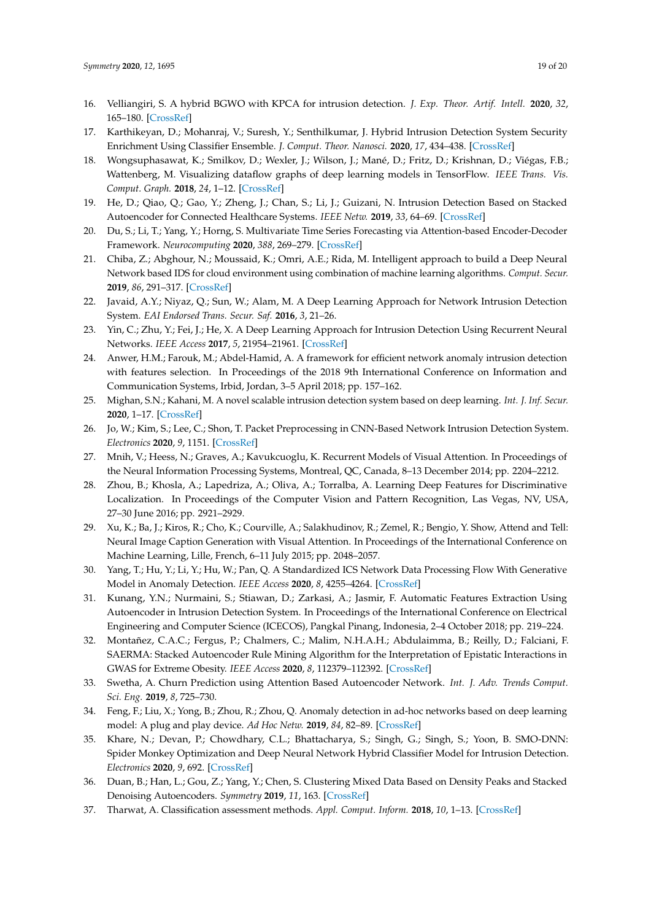16. Velliangiri, S. A hybrid BGWO with KPCA for intrusion detection. *J. Exp. Theor. Artif. Intell.* **2020**, *32*, 165–180. [CrossRef]
17. Karthikeyan, D.; Mohanraj, V.; Suresh, Y.; Senthilkumar, J. Hybrid Intrusion Detection System Security Enrichment Using Classifier Ensemble. *J. Comput. Theor. Nanosci.* **2020**, *17*, 434–438. [CrossRef]
18. Wongsuphasawat, K.; Smilkov, D.; Wexler, J.; Wilson, J.; Mané, D.; Fritz, D.; Krishnan, D.; Viégas, F.B.; Wattenberg, M. Visualizing dataflow graphs of deep learning models in TensorFlow. *IEEE Trans. Vis. Comput. Graph.* **2018**, *24*, 1–12. [CrossRef]
19. He, D.; Qiao, Q.; Gao, Y.; Zheng, J.; Chan, S.; Li, J.; Guizani, N. Intrusion Detection Based on Stacked Autoencoder for Connected Healthcare Systems. *IEEE Netw.* **2019**, *33*, 64–69. [CrossRef]
20. Du, S.; Li, T.; Yang, Y.; Horng, S. Multivariate Time Series Forecasting via Attention-based Encoder-Decoder Framework. *Neurocomputing* **2020**, *388*, 269–279. [CrossRef]
21. Chiba, Z.; Abghour, N.; Moussaid, K.; Omri, A.E.; Rida, M. Intelligent approach to build a Deep Neural Network based IDS for cloud environment using combination of machine learning algorithms. *Comput. Secur.* **2019**, *86*, 291–317. [CrossRef]
22. Javaid, A.Y.; Niyaz, Q.; Sun, W.; Alam, M. A Deep Learning Approach for Network Intrusion Detection System. *EAI Endorsed Trans. Secur. Saf.* **2016**, *3*, 21–26.
23. Yin, C.; Zhu, Y.; Fei, J.; He, X. A Deep Learning Approach for Intrusion Detection Using Recurrent Neural Networks. *IEEE Access* **2017**, *5*, 21954–21961. [CrossRef]
24. Anwer, H.M.; Farouk, M.; Abdel-Hamid, A. A framework for efficient network anomaly intrusion detection with features selection. In Proceedings of the 2018 9th International Conference on Information and Communication Systems, Irbid, Jordan, 3–5 April 2018; pp. 157–162.
25. Mighan, S.N.; Kahani, M. A novel scalable intrusion detection system based on deep learning. *Int. J. Inf. Secur.* **2020**, 1–17. [CrossRef]
26. Jo, W.; Kim, S.; Lee, C.; Shon, T. Packet Preprocessing in CNN-Based Network Intrusion Detection System. *Electronics* **2020**, *9*, 1151. [CrossRef]
27. Mnih, V.; Heess, N.; Graves, A.; Kavukcuoglu, K. Recurrent Models of Visual Attention. In Proceedings of the Neural Information Processing Systems, Montreal, QC, Canada, 8–13 December 2014; pp. 2204–2212.
28. Zhou, B.; Khosla, A.; Lapedriza, A.; Oliva, A.; Torralba, A. Learning Deep Features for Discriminative Localization. In Proceedings of the Computer Vision and Pattern Recognition, Las Vegas, NV, USA, 27–30 June 2016; pp. 2921–2929.
29. Xu, K.; Ba, J.; Kiros, R.; Cho, K.; Courville, A.; Salakhudinov, R.; Zemel, R.; Bengio, Y. Show, Attend and Tell: Neural Image Caption Generation with Visual Attention. In Proceedings of the International Conference on Machine Learning, Lille, French, 6–11 July 2015; pp. 2048–2057.
30. Yang, T.; Hu, Y.; Li, Y.; Hu, W.; Pan, Q. A Standardized ICS Network Data Processing Flow With Generative Model in Anomaly Detection. *IEEE Access* **2020**, *8*, 4255–4264. [CrossRef]
31. Kunang, Y.N.; Nurmaini, S.; Stiawan, D.; Zarkasi, A.; Jasmir, F. Automatic Features Extraction Using Autoencoder in Intrusion Detection System. In Proceedings of the International Conference on Electrical Engineering and Computer Science (ICECOS), Pangkal Pinang, Indonesia, 2–4 October 2018; pp. 219–224.
32. Montañez, C.A.C.; Fergus, P.; Chalmers, C.; Malim, N.H.A.H.; Abdulaimma, B.; Reilly, D.; Falciani, F. SAERMA: Stacked Autoencoder Rule Mining Algorithm for the Interpretation of Epistatic Interactions in GWAS for Extreme Obesity. *IEEE Access* **2020**, *8*, 112379–112392. [CrossRef]
33. Swetha, A. Churn Prediction using Attention Based Autoencoder Network. *Int. J. Adv. Trends Comput. Sci. Eng.* **2019**, *8*, 725–730.
34. Feng, F.; Liu, X.; Yong, B.; Zhou, R.; Zhou, Q. Anomaly detection in ad-hoc networks based on deep learning model: A plug and play device. *Ad Hoc Netw.* **2019**, *84*, 82–89. [CrossRef]
35. Khare, N.; Devan, P.; Chowdhary, C.L.; Bhattacharya, S.; Singh, G.; Singh, S.; Yoon, B. SMO-DNN: Spider Monkey Optimization and Deep Neural Network Hybrid Classifier Model for Intrusion Detection. *Electronics* **2020**, *9*, 692. [CrossRef]
36. Duan, B.; Han, L.; Gou, Z.; Yang, Y.; Chen, S. Clustering Mixed Data Based on Density Peaks and Stacked Denoising Autoencoders. *Symmetry* **2019**, *11*, 163. [CrossRef]
37. Tharwat, A. Classification assessment methods. *Appl. Comput. Inform.* **2018**, *10*, 1–13. [CrossRef]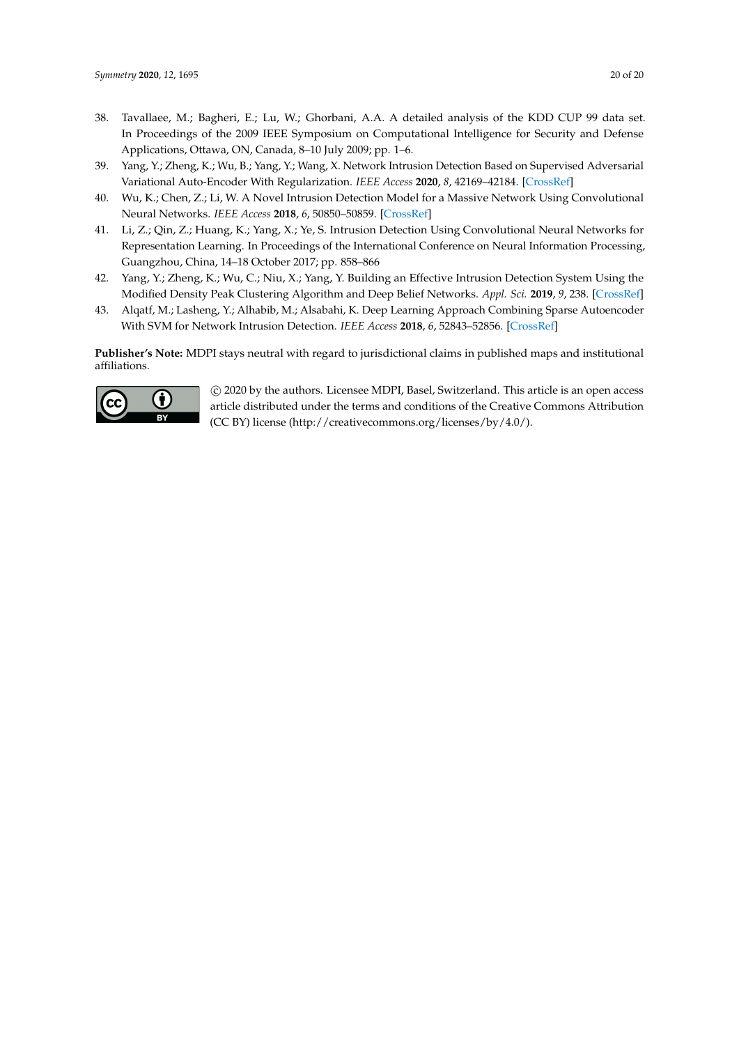38. Tavallaee, M.; Bagheri, E.; Lu, W.; Ghorbani, A.A. A detailed analysis of the KDD CUP 99 data set. In Proceedings of the 2009 IEEE Symposium on Computational Intelligence for Security and Defense Applications, Ottawa, ON, Canada, 8–10 July 2009; pp. 1–6.
39. Yang, Y.; Zheng, K.; Wu, B.; Yang, Y.; Wang, X. Network Intrusion Detection Based on Supervised Adversarial Variational Auto-Encoder With Regularization. *IEEE Access* **2020**, *8*, 42169–42184. [CrossRef]
40. Wu, K.; Chen, Z.; Li, W. A Novel Intrusion Detection Model for a Massive Network Using Convolutional Neural Networks. *IEEE Access* **2018**, *6*, 50850–50859. [CrossRef]
41. Li, Z.; Qin, Z.; Huang, K.; Yang, X.; Ye, S. Intrusion Detection Using Convolutional Neural Networks for Representation Learning. In Proceedings of the International Conference on Neural Information Processing, Guangzhou, China, 14–18 October 2017; pp. 858–866
42. Yang, Y.; Zheng, K.; Wu, C.; Niu, X.; Yang, Y. Building an Effective Intrusion Detection System Using the Modified Density Peak Clustering Algorithm and Deep Belief Networks. *Appl. Sci.* **2019**, *9*, 238. [CrossRef]
43. Alqatf, M.; Lasheng, Y.; Alhabib, M.; Alsabahi, K. Deep Learning Approach Combining Sparse Autoencoder With SVM for Network Intrusion Detection. *IEEE Access* **2018**, *6*, 52843–52856. [CrossRef]

**Publisher's Note:** MDPI stays neutral with regard to jurisdictional claims in published maps and institutional affiliations.

© 2020 by the authors. Licensee MDPI, Basel, Switzerland. This article is an open access article distributed under the terms and conditions of the Creative Commons Attribution (CC BY) license (http://creativecommons.org/licenses/by/4.0/).